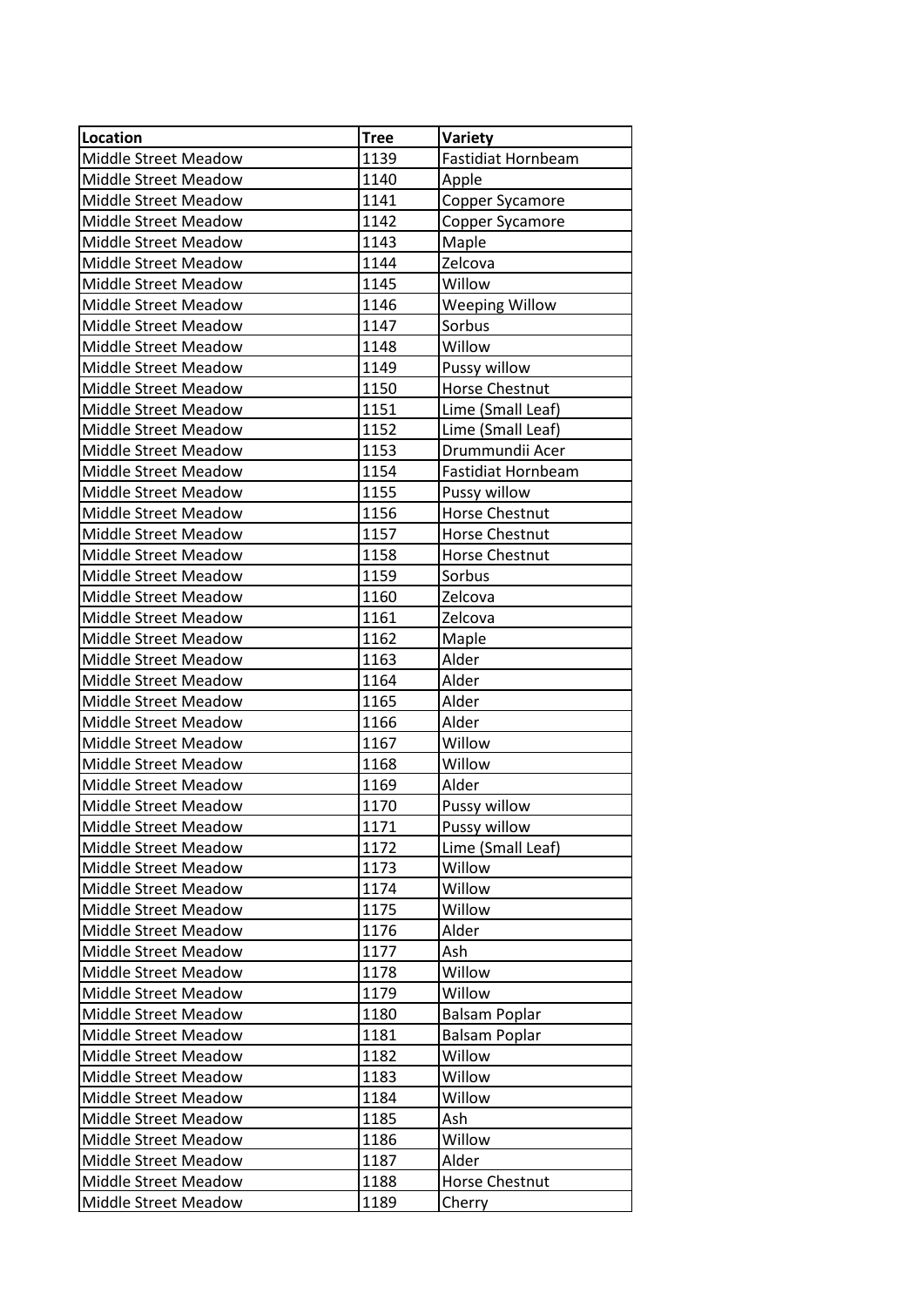| Location | Tree | Variety |
|---|---|---|
| Middle Street Meadow | 1139 | Fastidiat Hornbeam |
| Middle Street Meadow | 1140 | Apple |
| Middle Street Meadow | 1141 | Copper Sycamore |
| Middle Street Meadow | 1142 | Copper Sycamore |
| Middle Street Meadow | 1143 | Maple |
| Middle Street Meadow | 1144 | Zelcova |
| Middle Street Meadow | 1145 | Willow |
| Middle Street Meadow | 1146 | Weeping Willow |
| Middle Street Meadow | 1147 | Sorbus |
| Middle Street Meadow | 1148 | Willow |
| Middle Street Meadow | 1149 | Pussy willow |
| Middle Street Meadow | 1150 | Horse Chestnut |
| Middle Street Meadow | 1151 | Lime (Small Leaf) |
| Middle Street Meadow | 1152 | Lime (Small Leaf) |
| Middle Street Meadow | 1153 | Drummundii Acer |
| Middle Street Meadow | 1154 | Fastidiat Hornbeam |
| Middle Street Meadow | 1155 | Pussy willow |
| Middle Street Meadow | 1156 | Horse Chestnut |
| Middle Street Meadow | 1157 | Horse Chestnut |
| Middle Street Meadow | 1158 | Horse Chestnut |
| Middle Street Meadow | 1159 | Sorbus |
| Middle Street Meadow | 1160 | Zelcova |
| Middle Street Meadow | 1161 | Zelcova |
| Middle Street Meadow | 1162 | Maple |
| Middle Street Meadow | 1163 | Alder |
| Middle Street Meadow | 1164 | Alder |
| Middle Street Meadow | 1165 | Alder |
| Middle Street Meadow | 1166 | Alder |
| Middle Street Meadow | 1167 | Willow |
| Middle Street Meadow | 1168 | Willow |
| Middle Street Meadow | 1169 | Alder |
| Middle Street Meadow | 1170 | Pussy willow |
| Middle Street Meadow | 1171 | Pussy willow |
| Middle Street Meadow | 1172 | Lime (Small Leaf) |
| Middle Street Meadow | 1173 | Willow |
| Middle Street Meadow | 1174 | Willow |
| Middle Street Meadow | 1175 | Willow |
| Middle Street Meadow | 1176 | Alder |
| Middle Street Meadow | 1177 | Ash |
| Middle Street Meadow | 1178 | Willow |
| Middle Street Meadow | 1179 | Willow |
| Middle Street Meadow | 1180 | Balsam Poplar |
| Middle Street Meadow | 1181 | Balsam Poplar |
| Middle Street Meadow | 1182 | Willow |
| Middle Street Meadow | 1183 | Willow |
| Middle Street Meadow | 1184 | Willow |
| Middle Street Meadow | 1185 | Ash |
| Middle Street Meadow | 1186 | Willow |
| Middle Street Meadow | 1187 | Alder |
| Middle Street Meadow | 1188 | Horse Chestnut |
| Middle Street Meadow | 1189 | Cherry |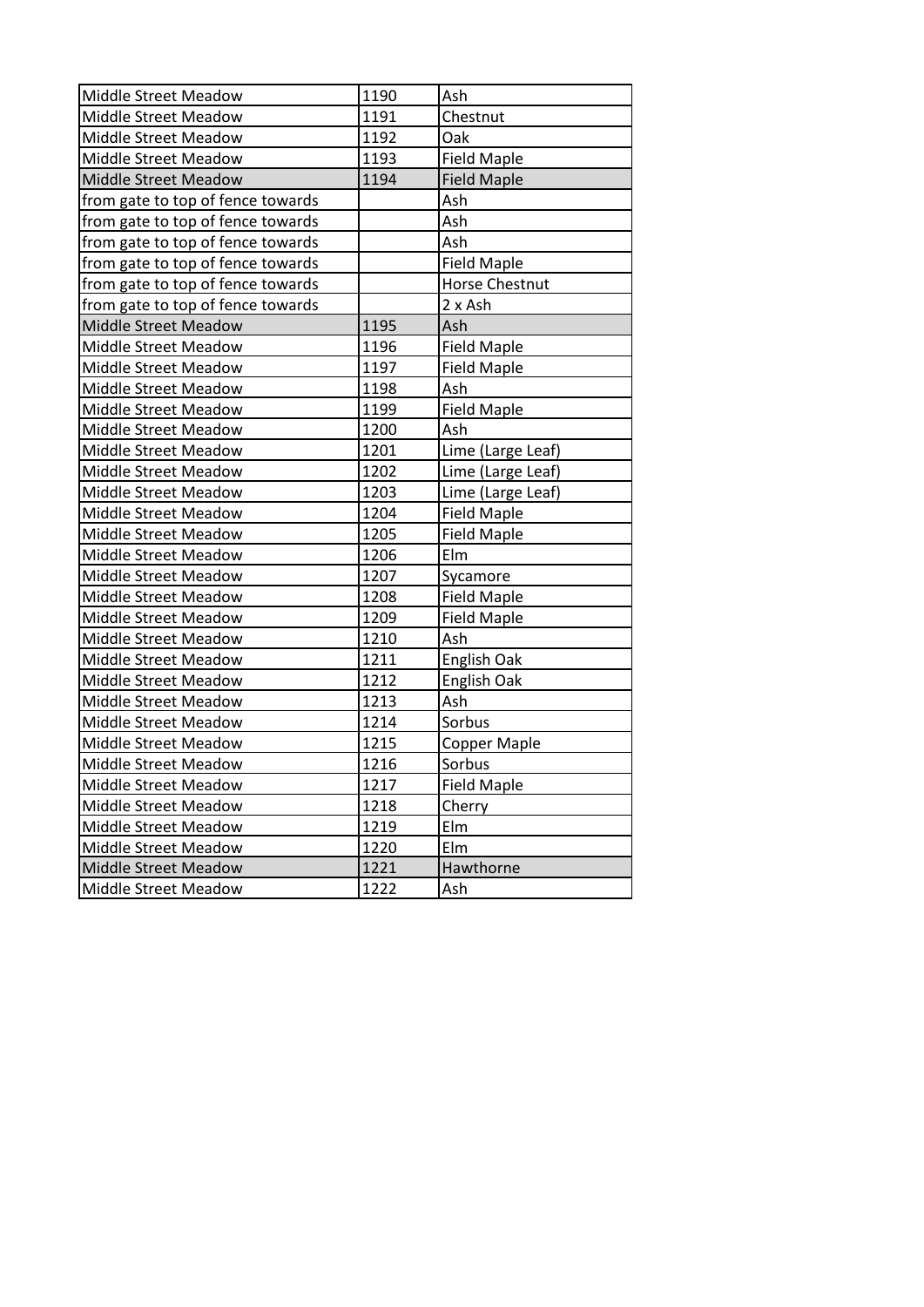| | | |
|---|---|---|
| Middle Street Meadow | 1190 | Ash |
| Middle Street Meadow | 1191 | Chestnut |
| Middle Street Meadow | 1192 | Oak |
| Middle Street Meadow | 1193 | Field Maple |
| Middle Street Meadow | 1194 | Field Maple |
| from gate to top of fence towards | | Ash |
| from gate to top of fence towards | | Ash |
| from gate to top of fence towards | | Ash |
| from gate to top of fence towards | | Field Maple |
| from gate to top of fence towards | | Horse Chestnut |
| from gate to top of fence towards | | 2 x Ash |
| Middle Street Meadow | 1195 | Ash |
| Middle Street Meadow | 1196 | Field Maple |
| Middle Street Meadow | 1197 | Field Maple |
| Middle Street Meadow | 1198 | Ash |
| Middle Street Meadow | 1199 | Field Maple |
| Middle Street Meadow | 1200 | Ash |
| Middle Street Meadow | 1201 | Lime (Large Leaf) |
| Middle Street Meadow | 1202 | Lime (Large Leaf) |
| Middle Street Meadow | 1203 | Lime (Large Leaf) |
| Middle Street Meadow | 1204 | Field Maple |
| Middle Street Meadow | 1205 | Field Maple |
| Middle Street Meadow | 1206 | Elm |
| Middle Street Meadow | 1207 | Sycamore |
| Middle Street Meadow | 1208 | Field Maple |
| Middle Street Meadow | 1209 | Field Maple |
| Middle Street Meadow | 1210 | Ash |
| Middle Street Meadow | 1211 | English Oak |
| Middle Street Meadow | 1212 | English Oak |
| Middle Street Meadow | 1213 | Ash |
| Middle Street Meadow | 1214 | Sorbus |
| Middle Street Meadow | 1215 | Copper Maple |
| Middle Street Meadow | 1216 | Sorbus |
| Middle Street Meadow | 1217 | Field Maple |
| Middle Street Meadow | 1218 | Cherry |
| Middle Street Meadow | 1219 | Elm |
| Middle Street Meadow | 1220 | Elm |
| Middle Street Meadow | 1221 | Hawthorne |
| Middle Street Meadow | 1222 | Ash |